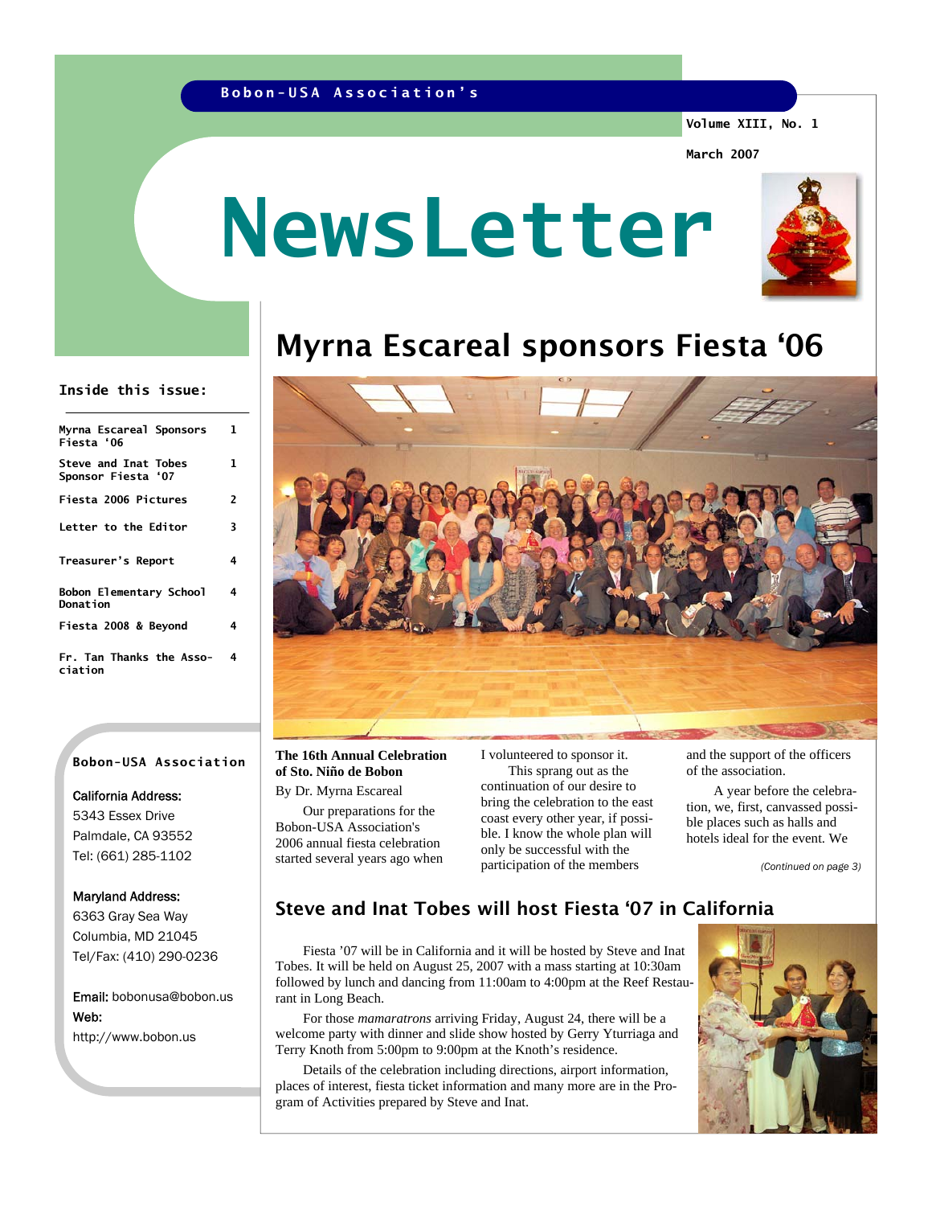Bobon-USA Association's

Volume XIII, No. 1

March 2007

# NewsLetter

## Inside this issue:

| | |
|---|---|
| Myrna Escareal Sponsors Fiesta '06 | 1 |
| Steve and Inat Tobes Sponsor Fiesta '07 | 1 |
| Fiesta 2006 Pictures | 2 |
| Letter to the Editor | 3 |
| Treasurer's Report | 4 |
| Bobon Elementary School Donation | 4 |
| Fiesta 2008 & Beyond | 4 |
| Fr. Tan Thanks the Association | 4 |

**Bobon-USA Association**

California Address:
5343 Essex Drive
Palmdale, CA 93552
Tel: (661) 285-1102

Maryland Address:
6363 Gray Sea Way
Columbia, MD 21045
Tel/Fax: (410) 290-0236

Email: bobonusa@bobon.us
Web:
http://www.bobon.us

# Myrna Escareal sponsors Fiesta '06

**The 16th Annual Celebration of Sto. Niño de Bobon**

By Dr. Myrna Escareal

Our preparations for the Bobon-USA Association's 2006 annual fiesta celebration started several years ago when I volunteered to sponsor it.

This sprang out as the continuation of our desire to bring the celebration to the east coast every other year, if possible. I know the whole plan will only be successful with the participation of the members and the support of the officers of the association.

A year before the celebration, we, first, canvassed possible places such as halls and hotels ideal for the event. We

*(Continued on page 3)*

## Steve and Inat Tobes will host Fiesta '07 in California

Fiesta '07 will be in California and it will be hosted by Steve and Inat Tobes. It will be held on August 25, 2007 with a mass starting at 10:30am followed by lunch and dancing from 11:00am to 4:00pm at the Reef Restaurant in Long Beach.

For those *mamaratrons* arriving Friday, August 24, there will be a welcome party with dinner and slide show hosted by Gerry Yturriaga and Terry Knoth from 5:00pm to 9:00pm at the Knoth's residence.

Details of the celebration including directions, airport information, places of interest, fiesta ticket information and many more are in the Program of Activities prepared by Steve and Inat.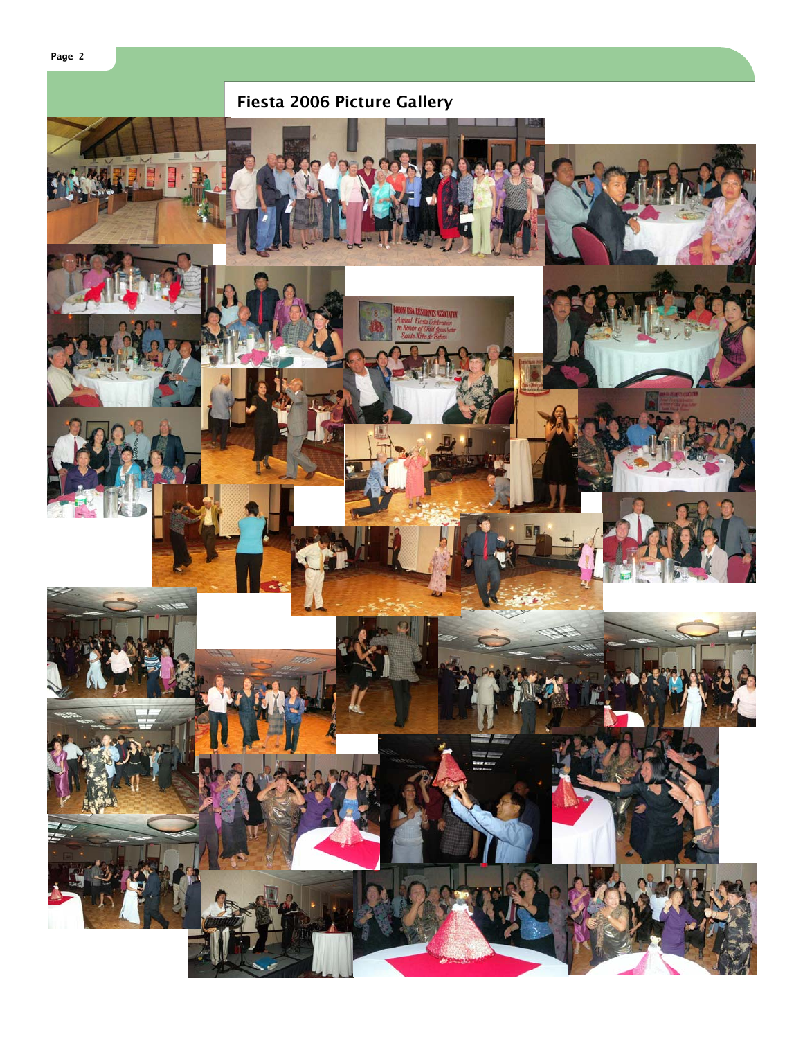## Fiesta 2006 Picture Gallery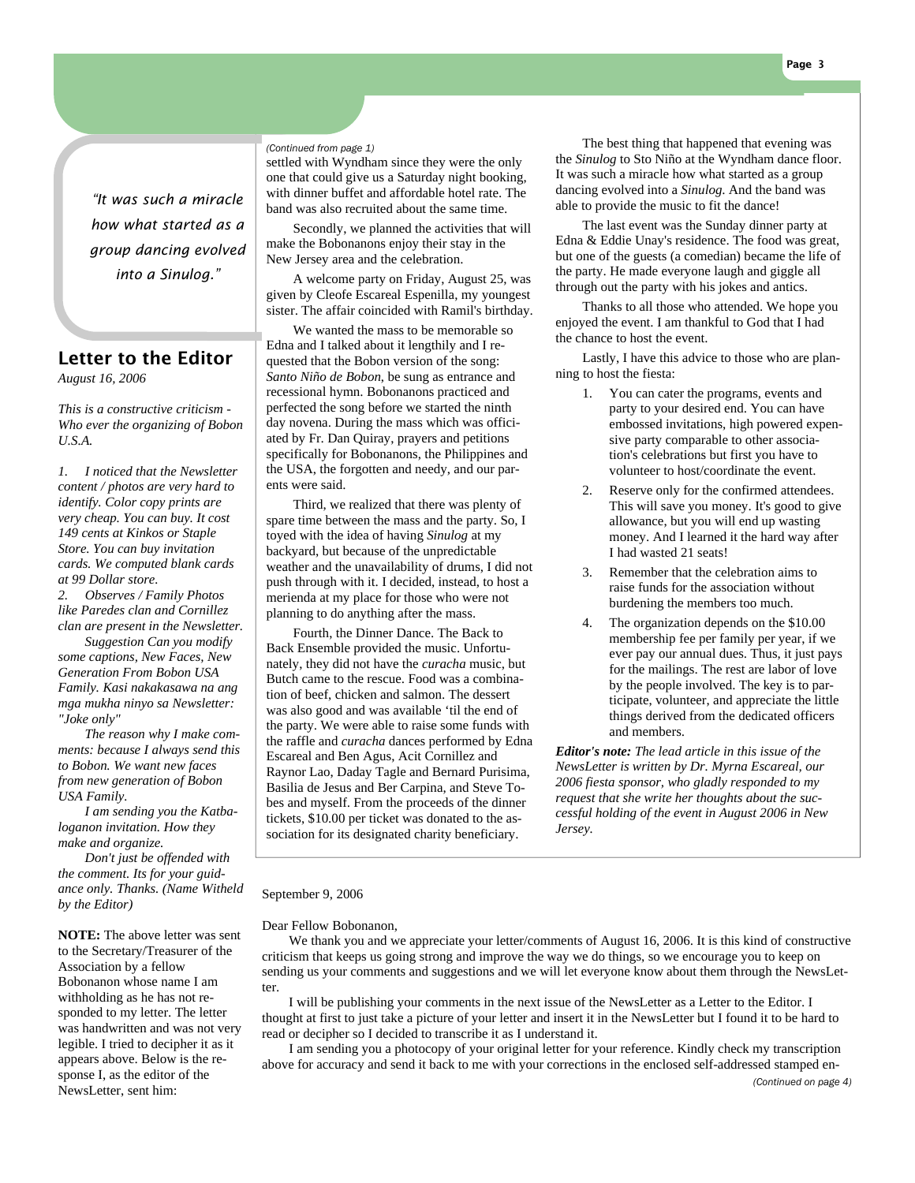> *"It was such a miracle how what started as a group dancing evolved into a Sinulog."*

*(Continued from page 1)*

settled with Wyndham since they were the only one that could give us a Saturday night booking, with dinner buffet and affordable hotel rate. The band was also recruited about the same time.

Secondly, we planned the activities that will make the Bobonanons enjoy their stay in the New Jersey area and the celebration.

A welcome party on Friday, August 25, was given by Cleofe Escareal Espenilla, my youngest sister. The affair coincided with Ramil's birthday.

We wanted the mass to be memorable so Edna and I talked about it lengthily and I requested that the Bobon version of the song: *Santo Niño de Bobon*, be sung as entrance and recessional hymn. Bobonanons practiced and perfected the song before we started the ninth day novena. During the mass which was officiated by Fr. Dan Quiray, prayers and petitions specifically for Bobonanons, the Philippines and the USA, the forgotten and needy, and our parents were said.

Third, we realized that there was plenty of spare time between the mass and the party. So, I toyed with the idea of having *Sinulog* at my backyard, but because of the unpredictable weather and the unavailability of drums, I did not push through with it. I decided, instead, to host a merienda at my place for those who were not planning to do anything after the mass.

Fourth, the Dinner Dance. The Back to Back Ensemble provided the music. Unfortunately, they did not have the *curacha* music, but Butch came to the rescue. Food was a combination of beef, chicken and salmon. The dessert was also good and was available 'til the end of the party. We were able to raise some funds with the raffle and *curacha* dances performed by Edna Escareal and Ben Agus, Acit Cornillez and Raynor Lao, Daday Tagle and Bernard Purisima, Basilia de Jesus and Ber Carpina, and Steve Tobes and myself. From the proceeds of the dinner tickets, $10.00 per ticket was donated to the association for its designated charity beneficiary.

The best thing that happened that evening was the *Sinulog* to Sto Niño at the Wyndham dance floor. It was such a miracle how what started as a group dancing evolved into a *Sinulog.* And the band was able to provide the music to fit the dance!

The last event was the Sunday dinner party at Edna & Eddie Unay's residence. The food was great, but one of the guests (a comedian) became the life of the party. He made everyone laugh and giggle all through out the party with his jokes and antics.

Thanks to all those who attended. We hope you enjoyed the event. I am thankful to God that I had the chance to host the event.

Lastly, I have this advice to those who are planning to host the fiesta:

1. You can cater the programs, events and party to your desired end. You can have embossed invitations, high powered expensive party comparable to other association's celebrations but first you have to volunteer to host/coordinate the event.
2. Reserve only for the confirmed attendees. This will save you money. It's good to give allowance, but you will end up wasting money. And I learned it the hard way after I had wasted 21 seats!
3. Remember that the celebration aims to raise funds for the association without burdening the members too much.
4. The organization depends on the $10.00 membership fee per family per year, if we ever pay our annual dues. Thus, it just pays for the mailings. The rest are labor of love by the people involved. The key is to participate, volunteer, and appreciate the little things derived from the dedicated officers and members.

***Editor's note:*** *The lead article in this issue of the NewsLetter is written by Dr. Myrna Escareal, our 2006 fiesta sponsor, who gladly responded to my request that she write her thoughts about the successful holding of the event in August 2006 in New Jersey.*

## Letter to the Editor

*August 16, 2006*

*This is a constructive criticism - Who ever the organizing of Bobon U.S.A.*

*1. I noticed that the Newsletter content / photos are very hard to identify. Color copy prints are very cheap. You can buy. It cost 149 cents at Kinkos or Staple Store. You can buy invitation cards. We computed blank cards at 99 Dollar store.*

*2. Observes / Family Photos like Paredes clan and Cornillez clan are present in the Newsletter.*

*Suggestion Can you modify some captions, New Faces, New Generation From Bobon USA Family. Kasi nakakasawa na ang mga mukha ninyo sa Newsletter: "Joke only"*

*The reason why I make comments: because I always send this to Bobon. We want new faces from new generation of Bobon USA Family.*

*I am sending you the Katbaloganon invitation. How they make and organize.*

*Don't just be offended with the comment. Its for your guidance only. Thanks. (Name Witheld by the Editor)*

**NOTE:** The above letter was sent to the Secretary/Treasurer of the Association by a fellow Bobonanon whose name I am withholding as he has not responded to my letter. The letter was handwritten and was not very legible. I tried to decipher it as it appears above. Below is the response I, as the editor of the NewsLetter, sent him:

September 9, 2006

Dear Fellow Bobonanon,

We thank you and we appreciate your letter/comments of August 16, 2006. It is this kind of constructive criticism that keeps us going strong and improve the way we do things, so we encourage you to keep on sending us your comments and suggestions and we will let everyone know about them through the NewsLetter.

I will be publishing your comments in the next issue of the NewsLetter as a Letter to the Editor. I thought at first to just take a picture of your letter and insert it in the NewsLetter but I found it to be hard to read or decipher so I decided to transcribe it as I understand it.

I am sending you a photocopy of your original letter for your reference. Kindly check my transcription above for accuracy and send it back to me with your corrections in the enclosed self-addressed stamped en-

*(Continued on page 4)*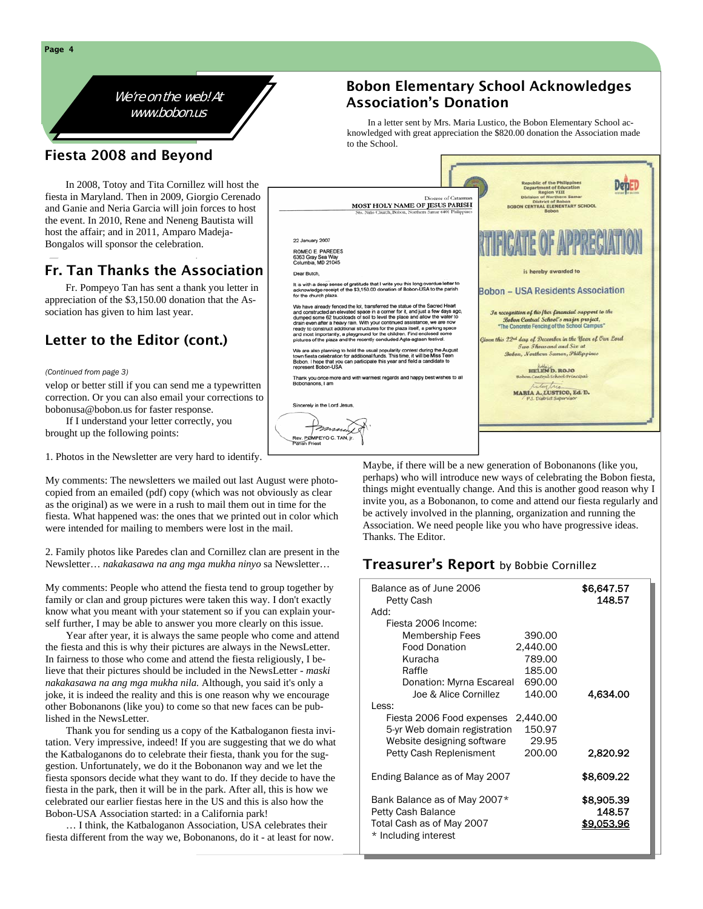*We're on the web! At www.bobon.us*

## Fiesta 2008 and Beyond

In 2008, Totoy and Tita Cornillez will host the fiesta in Maryland. Then in 2009, Giorgio Cerenado and Ganie and Neria Garcia will join forces to host the event. In 2010, Rene and Neneng Bautista will host the affair; and in 2011, Amparo Madeja-Bongalos will sponsor the celebration.

## Fr. Tan Thanks the Association

Fr. Pompeyo Tan has sent a thank you letter in appreciation of the $3,150.00 donation that the Association has given to him last year.

## Letter to the Editor (cont.)

*(Continued from page 3)*

velop or better still if you can send me a typewritten correction. Or you can also email your corrections to bobonusa@bobon.us for faster response.

If I understand your letter correctly, you brought up the following points:

1. Photos in the Newsletter are very hard to identify.

My comments: The newsletters we mailed out last August were photocopied from an emailed (pdf) copy (which was not obviously as clear as the original) as we were in a rush to mail them out in time for the fiesta. What happened was: the ones that we printed out in color which were intended for mailing to members were lost in the mail.

2. Family photos like Paredes clan and Cornillez clan are present in the Newsletter… *nakakasawa na ang mga mukha ninyo* sa Newsletter…

My comments: People who attend the fiesta tend to group together by family or clan and group pictures were taken this way. I don't exactly know what you meant with your statement so if you can explain yourself further, I may be able to answer you more clearly on this issue.

Year after year, it is always the same people who come and attend the fiesta and this is why their pictures are always in the NewsLetter. In fairness to those who come and attend the fiesta religiously, I believe that their pictures should be included in the NewsLetter - *maski nakakasawa na ang mga mukha nila.* Although, you said it's only a joke, it is indeed the reality and this is one reason why we encourage other Bobonanons (like you) to come so that new faces can be published in the NewsLetter.

Thank you for sending us a copy of the Katbaloganon fiesta invitation. Very impressive, indeed! If you are suggesting that we do what the Katbaloganons do to celebrate their fiesta, thank you for the suggestion. Unfortunately, we do it the Bobonanon way and we let the fiesta sponsors decide what they want to do. If they decide to have the fiesta in the park, then it will be in the park. After all, this is how we celebrated our earlier fiestas here in the US and this is also how the Bobon-USA Association started: in a California park!

… I think, the Katbaloganon Association, USA celebrates their fiesta different from the way we, Bobonanons, do it - at least for now. Maybe, if there will be a new generation of Bobonanons (like you, perhaps) who will introduce new ways of celebrating the Bobon fiesta, things might eventually change. And this is another good reason why I invite you, as a Bobonanon, to come and attend our fiesta regularly and be actively involved in the planning, organization and running the Association. We need people like you who have progressive ideas. Thanks. The Editor.

## Bobon Elementary School Acknowledges Association's Donation

In a letter sent by Mrs. Maria Lustico, the Bobon Elementary School acknowledged with great appreciation the $820.00 donation the Association made to the School.

Diocese of Catarman
MOST HOLY NAME OF JESUS PARISH
Sto. Niño Church, Bobon, Northern Samar 6401 Philippines

22 January 2007

ROMEO E. PAREDES
6363 Gray Sea Way
Columbia, MD 21045

Dear Butch,

It is with a deep sense of gratitude that I write you this long overdue letter to acknowledge receipt of the $3,150.00 donation of Bobon-USA to the parish for the church plaza.

We have already fenced the lot, transferred the statue of the Sacred Heart and constructed an elevated space in a corner for it, and just a few days ago, dumped some 62 truckloads of soil to level the place and allow the water to drain even after a heavy rain. With your continued assistance, we are now ready to construct additional structures for the plaza itself, a parking space and most importantly, a playground for the children. Find enclosed some pictures of the plaza and the recently concluded Agta-agtaan festival.

We are also planning to hold the usual popularity contest during the August town fiesta celebration for additional funds. This time, it will be Miss Teen Bobon. I hope that you can participate this year and field a candidate to represent Bobon-USA.

Thank you once more and with warmest regards and happy best wishes to all Bobonanons, I am

Sincerely in the Lord Jesus,

Rev. POMPEYO C. TAN, jr.
Parish Priest

Republic of the Philippines
Department of Education
Region VIII
Division of Northern Samar
District of Bobon
BOBON CENTRAL ELEMENTARY SCHOOL
Bobon

CERTIFICATE OF APPRECIATION

is hereby awarded to

Bobon – USA Residents Association

In recognition of his/her financial support to the Bobon Central School's major project, "The Concrete Fencing of the School Campus"

Given this 22nd day of December in the Year of Our Lord Two Thousand and Six at Bobon, Northern Samar, Philippines

HELEN D. ROJO
Bobon Central School Principal

MARIA A. LUSTICO, Ed. D.
P.S. District Supervisor

## Treasurer's Report by Bobbie Cornillez

| | | |
|---|---|---|
| Balance as of June 2006 | | $6,647.57 |
| Petty Cash | | 148.57 |
| Add: | | |
| Fiesta 2006 Income: | | |
| Membership Fees | 390.00 | |
| Food Donation | 2,440.00 | |
| Kuracha | 789.00 | |
| Raffle | 185.00 | |
| Donation: Myrna Escareal | 690.00 | |
| Joe & Alice Cornillez | 140.00 | 4,634.00 |
| Less: | | |
| Fiesta 2006 Food expenses | 2,440.00 | |
| 5-yr Web domain registration | 150.97 | |
| Website designing software | 29.95 | |
| Petty Cash Replenisment | 200.00 | 2,820.92 |
| Ending Balance as of May 2007 | | $8,609.22 |
| Bank Balance as of May 2007* | | $8,905.39 |
| Petty Cash Balance | | 148.57 |
| Total Cash as of May 2007 | | $9,053.96 |

\* Including interest